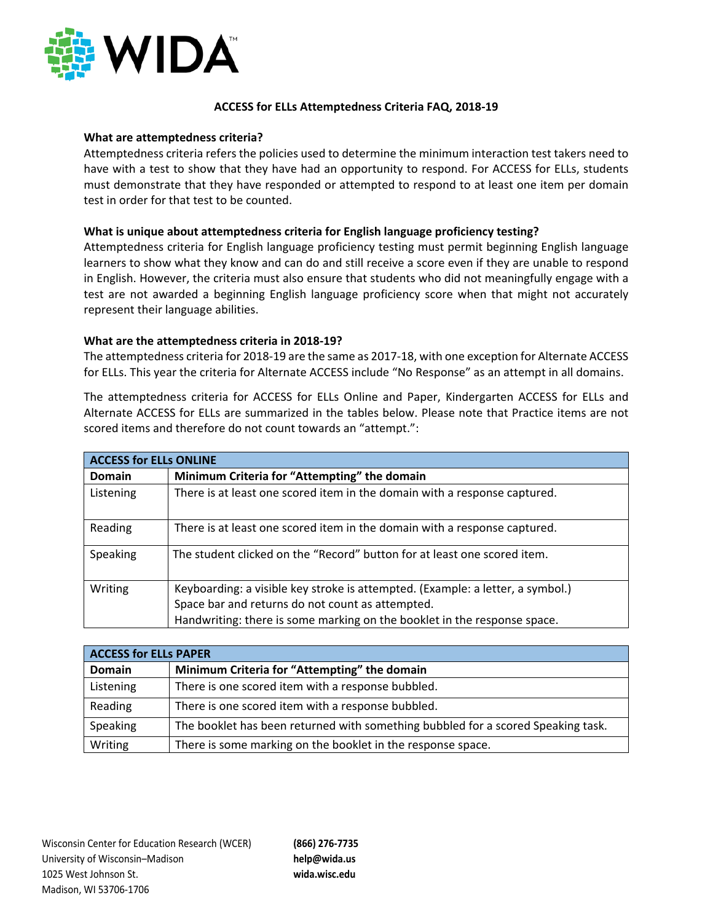# ACCESS for ELLs Attemptedness Criteria FAQ, 2018-19

### What are attemptedness criteria?

Attemptedness criteria refers the policies used to determine the minimum interaction test takers need to have with a test to show that they have had an opportunity to respond. For ACCESS for ELLs, students must demonstrate that they have responded or attempted to respond to at least one item per domain test in order for that test to be counted.

### What is unique about attemptedness criteria for English language proficiency testing?

Attemptedness criteria for English language proficiency testing must permit beginning English language learners to show what they know and can do and still receive a score even if they are unable to respond in English. However, the criteria must also ensure that students who did not meaningfully engage with a test are not awarded a beginning English language proficiency score when that might not accurately represent their language abilities.

### What are the attemptedness criteria in 2018-19?

The attemptedness criteria for 2018-19 are the same as 2017-18, with one exception for Alternate ACCESS for ELLs. This year the criteria for Alternate ACCESS include "No Response" as an attempt in all domains.

The attemptedness criteria for ACCESS for ELLs Online and Paper, Kindergarten ACCESS for ELLs and Alternate ACCESS for ELLs are summarized in the tables below. Please note that Practice items are not scored items and therefore do not count towards an "attempt.":

| **ACCESS for ELLs ONLINE** | |
|---|---|
| **Domain** | **Minimum Criteria for "Attempting" the domain** |
| Listening | There is at least one scored item in the domain with a response captured. |
| Reading | There is at least one scored item in the domain with a response captured. |
| Speaking | The student clicked on the "Record" button for at least one scored item. |
| Writing | Keyboarding: a visible key stroke is attempted. (Example: a letter, a symbol.) Space bar and returns do not count as attempted.<br>Handwriting: there is some marking on the booklet in the response space. |

| **ACCESS for ELLs PAPER** | |
|---|---|
| **Domain** | **Minimum Criteria for "Attempting" the domain** |
| Listening | There is one scored item with a response bubbled. |
| Reading | There is one scored item with a response bubbled. |
| Speaking | The booklet has been returned with something bubbled for a scored Speaking task. |
| Writing | There is some marking on the booklet in the response space. |

Wisconsin Center for Education Research (WCER)
University of Wisconsin–Madison
1025 West Johnson St.
Madison, WI 53706-1706

**(866) 276-7735**
**help@wida.us**
**wida.wisc.edu**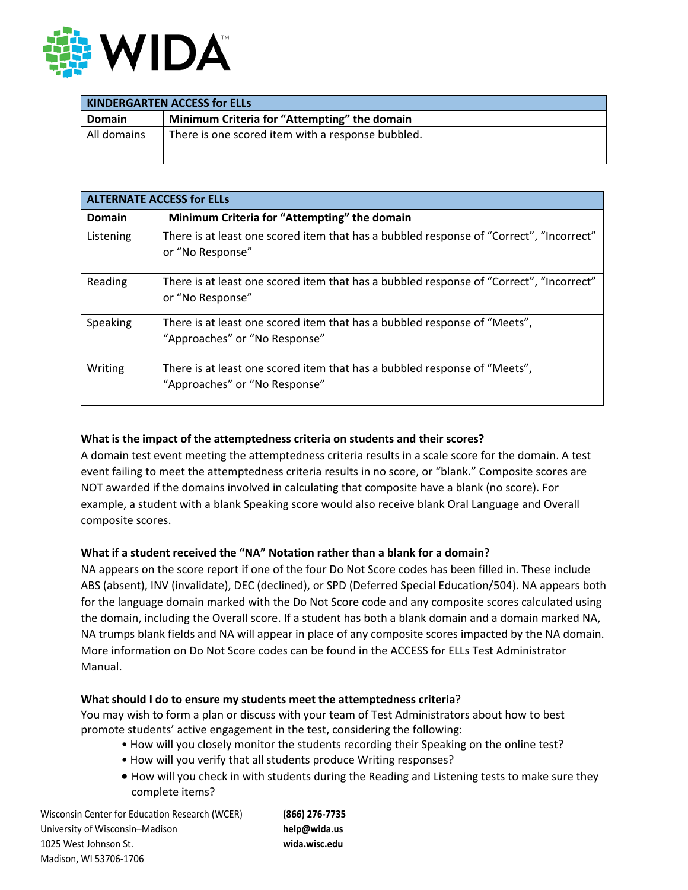| KINDERGARTEN ACCESS for ELLs | |
|---|---|
| **Domain** | **Minimum Criteria for "Attempting" the domain** |
| All domains | There is one scored item with a response bubbled. |

| ALTERNATE ACCESS for ELLs | |
|---|---|
| **Domain** | **Minimum Criteria for "Attempting" the domain** |
| Listening | There is at least one scored item that has a bubbled response of "Correct", "Incorrect" or "No Response" |
| Reading | There is at least one scored item that has a bubbled response of "Correct", "Incorrect" or "No Response" |
| Speaking | There is at least one scored item that has a bubbled response of "Meets", "Approaches" or "No Response" |
| Writing | There is at least one scored item that has a bubbled response of "Meets", "Approaches" or "No Response" |

**What is the impact of the attemptedness criteria on students and their scores?**

A domain test event meeting the attemptedness criteria results in a scale score for the domain. A test event failing to meet the attemptedness criteria results in no score, or "blank." Composite scores are NOT awarded if the domains involved in calculating that composite have a blank (no score). For example, a student with a blank Speaking score would also receive blank Oral Language and Overall composite scores.

**What if a student received the "NA" Notation rather than a blank for a domain?**

NA appears on the score report if one of the four Do Not Score codes has been filled in. These include ABS (absent), INV (invalidate), DEC (declined), or SPD (Deferred Special Education/504). NA appears both for the language domain marked with the Do Not Score code and any composite scores calculated using the domain, including the Overall score. If a student has both a blank domain and a domain marked NA, NA trumps blank fields and NA will appear in place of any composite scores impacted by the NA domain. More information on Do Not Score codes can be found in the ACCESS for ELLs Test Administrator Manual.

**What should I do to ensure my students meet the attemptedness criteria?**

You may wish to form a plan or discuss with your team of Test Administrators about how to best promote students' active engagement in the test, considering the following:

- How will you closely monitor the students recording their Speaking on the online test?
- How will you verify that all students produce Writing responses?
- How will you check in with students during the Reading and Listening tests to make sure they complete items?

Wisconsin Center for Education Research (WCER)
University of Wisconsin–Madison
1025 West Johnson St.
Madison, WI 53706-1706

**(866) 276-7735**
**help@wida.us**
**wida.wisc.edu**